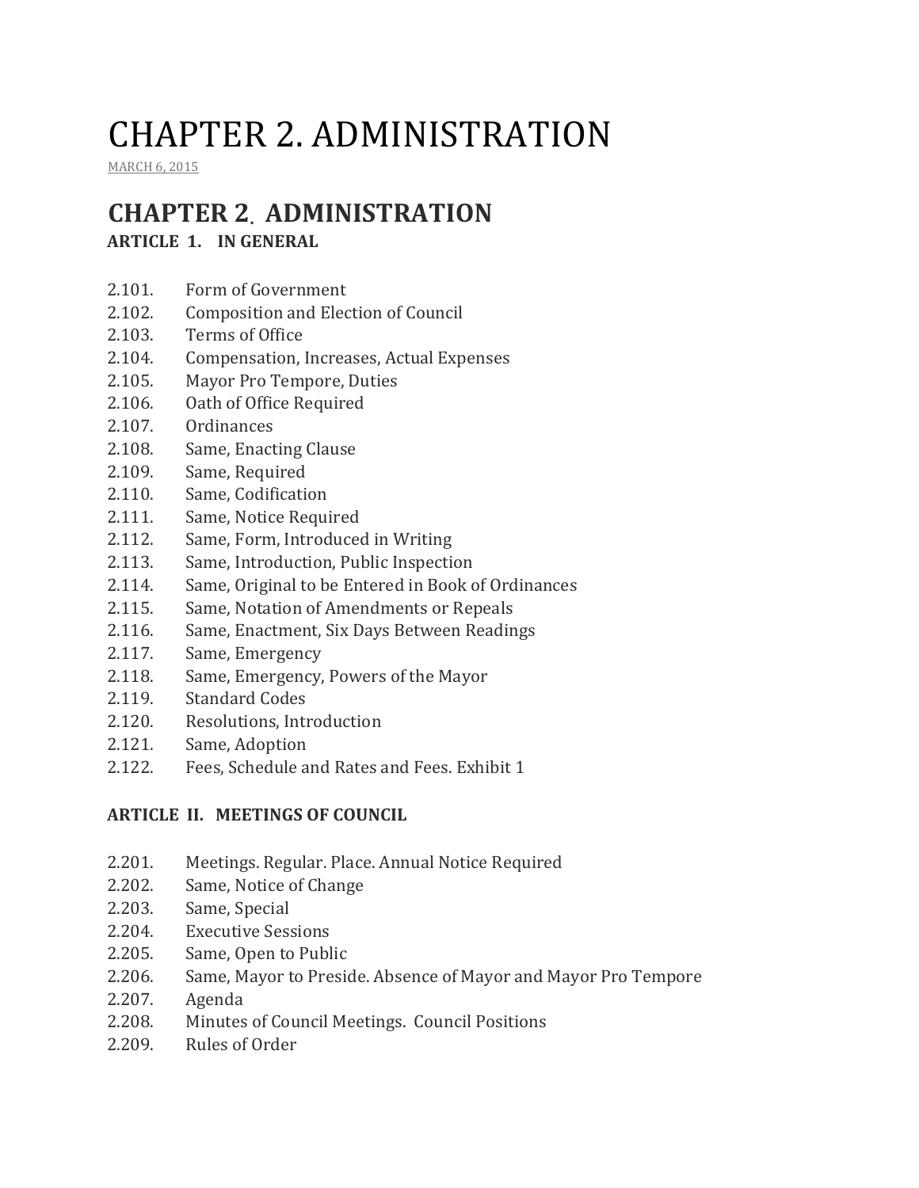# CHAPTER 2. ADMINISTRATION

MARCH 6, 2015

## CHAPTER 2. ADMINISTRATION

**ARTICLE 1. IN GENERAL**

2.101. Form of Government
2.102. Composition and Election of Council
2.103. Terms of Office
2.104. Compensation, Increases, Actual Expenses
2.105. Mayor Pro Tempore, Duties
2.106. Oath of Office Required
2.107. Ordinances
2.108. Same, Enacting Clause
2.109. Same, Required
2.110. Same, Codification
2.111. Same, Notice Required
2.112. Same, Form, Introduced in Writing
2.113. Same, Introduction, Public Inspection
2.114. Same, Original to be Entered in Book of Ordinances
2.115. Same, Notation of Amendments or Repeals
2.116. Same, Enactment, Six Days Between Readings
2.117. Same, Emergency
2.118. Same, Emergency, Powers of the Mayor
2.119. Standard Codes
2.120. Resolutions, Introduction
2.121. Same, Adoption
2.122. Fees, Schedule and Rates and Fees. Exhibit 1

**ARTICLE II. MEETINGS OF COUNCIL**

2.201. Meetings. Regular. Place. Annual Notice Required
2.202. Same, Notice of Change
2.203. Same, Special
2.204. Executive Sessions
2.205. Same, Open to Public
2.206. Same, Mayor to Preside. Absence of Mayor and Mayor Pro Tempore
2.207. Agenda
2.208. Minutes of Council Meetings. Council Positions
2.209. Rules of Order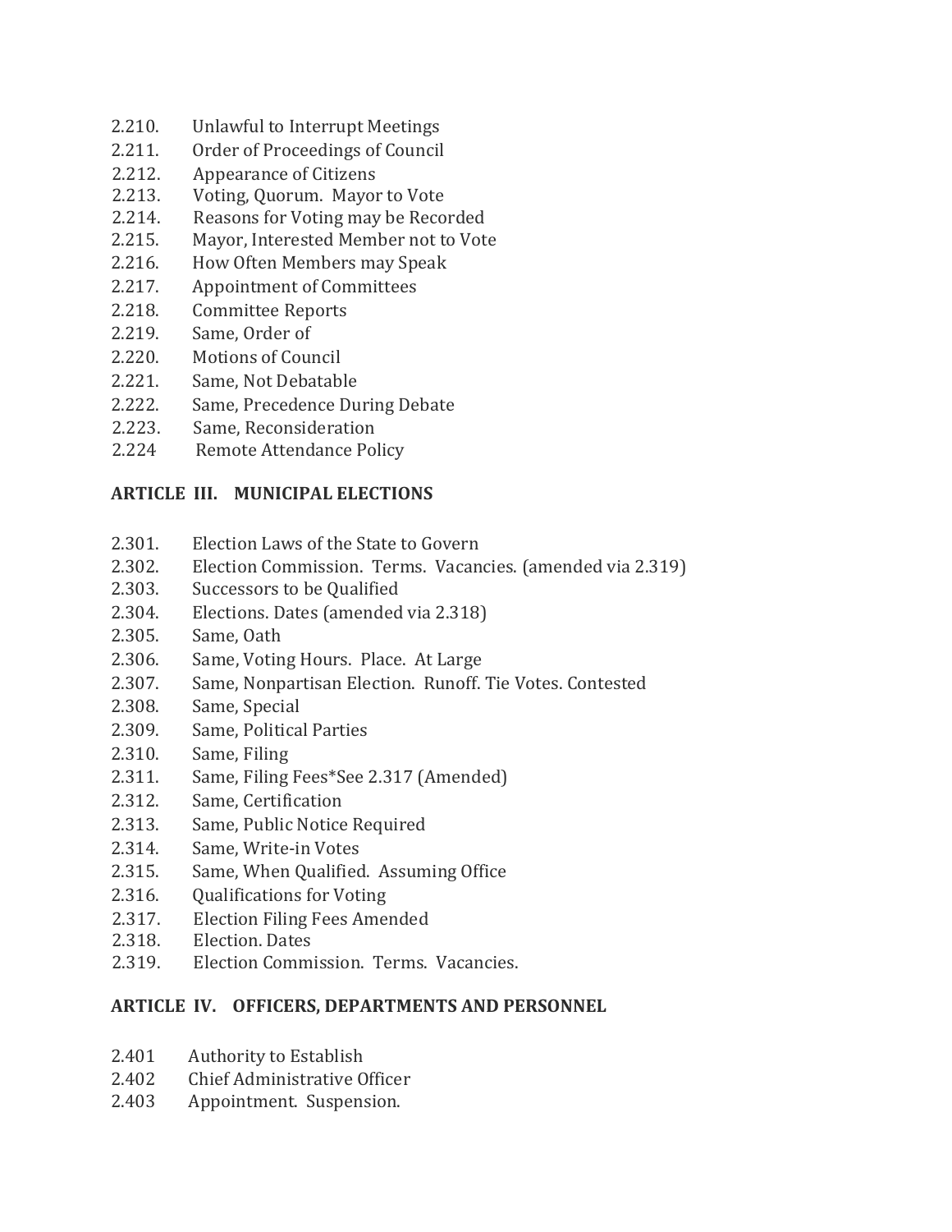2.210. Unlawful to Interrupt Meetings
2.211. Order of Proceedings of Council
2.212. Appearance of Citizens
2.213. Voting, Quorum. Mayor to Vote
2.214. Reasons for Voting may be Recorded
2.215. Mayor, Interested Member not to Vote
2.216. How Often Members may Speak
2.217. Appointment of Committees
2.218. Committee Reports
2.219. Same, Order of
2.220. Motions of Council
2.221. Same, Not Debatable
2.222. Same, Precedence During Debate
2.223. Same, Reconsideration
2.224 Remote Attendance Policy

**ARTICLE III. MUNICIPAL ELECTIONS**

2.301. Election Laws of the State to Govern
2.302. Election Commission. Terms. Vacancies. (amended via 2.319)
2.303. Successors to be Qualified
2.304. Elections. Dates (amended via 2.318)
2.305. Same, Oath
2.306. Same, Voting Hours. Place. At Large
2.307. Same, Nonpartisan Election. Runoff. Tie Votes. Contested
2.308. Same, Special
2.309. Same, Political Parties
2.310. Same, Filing
2.311. Same, Filing Fees*See 2.317 (Amended)
2.312. Same, Certification
2.313. Same, Public Notice Required
2.314. Same, Write-in Votes
2.315. Same, When Qualified. Assuming Office
2.316. Qualifications for Voting
2.317. Election Filing Fees Amended
2.318. Election. Dates
2.319. Election Commission. Terms. Vacancies.

**ARTICLE IV. OFFICERS, DEPARTMENTS AND PERSONNEL**

2.401 Authority to Establish
2.402 Chief Administrative Officer
2.403 Appointment. Suspension.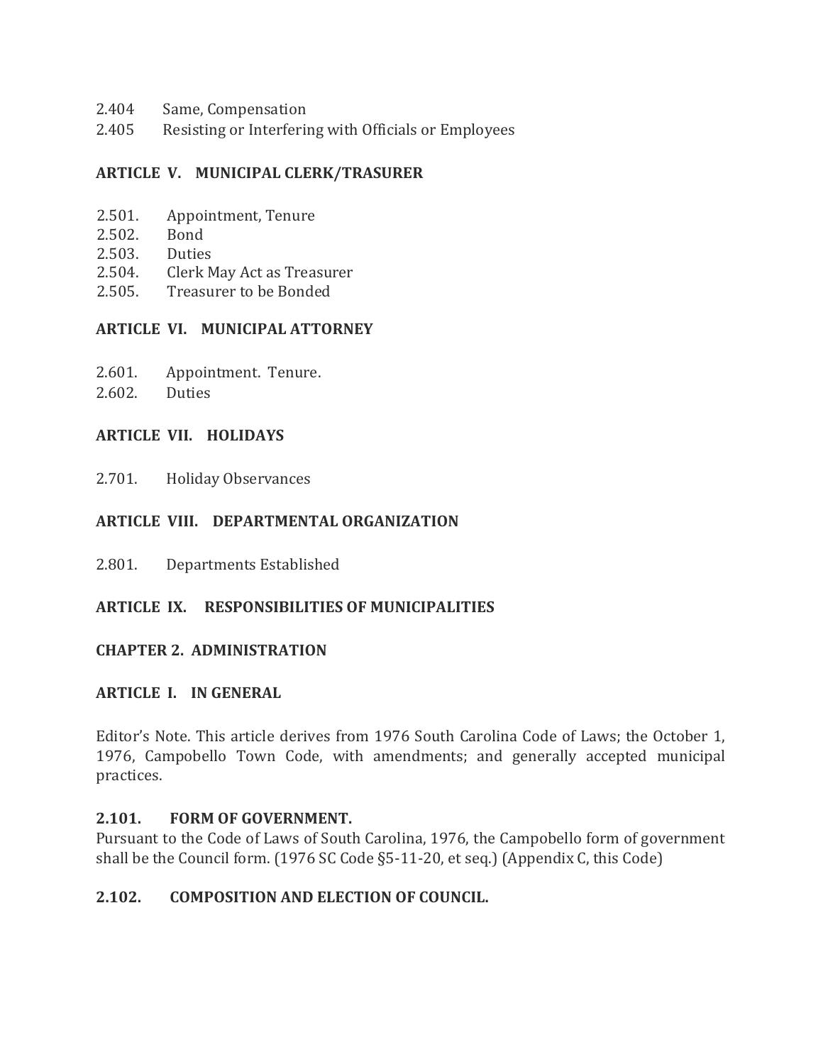2.404 Same, Compensation
2.405 Resisting or Interfering with Officials or Employees

**ARTICLE V. MUNICIPAL CLERK/TRASURER**

2.501. Appointment, Tenure
2.502. Bond
2.503. Duties
2.504. Clerk May Act as Treasurer
2.505. Treasurer to be Bonded

**ARTICLE VI. MUNICIPAL ATTORNEY**

2.601. Appointment. Tenure.
2.602. Duties

**ARTICLE VII. HOLIDAYS**

2.701. Holiday Observances

**ARTICLE VIII. DEPARTMENTAL ORGANIZATION**

2.801. Departments Established

**ARTICLE IX. RESPONSIBILITIES OF MUNICIPALITIES**

## CHAPTER 2. ADMINISTRATION

### ARTICLE I. IN GENERAL

Editor's Note. This article derives from 1976 South Carolina Code of Laws; the October 1, 1976, Campobello Town Code, with amendments; and generally accepted municipal practices.

#### 2.101. FORM OF GOVERNMENT.

Pursuant to the Code of Laws of South Carolina, 1976, the Campobello form of government shall be the Council form. (1976 SC Code §5-11-20, et seq.) (Appendix C, this Code)

#### 2.102. COMPOSITION AND ELECTION OF COUNCIL.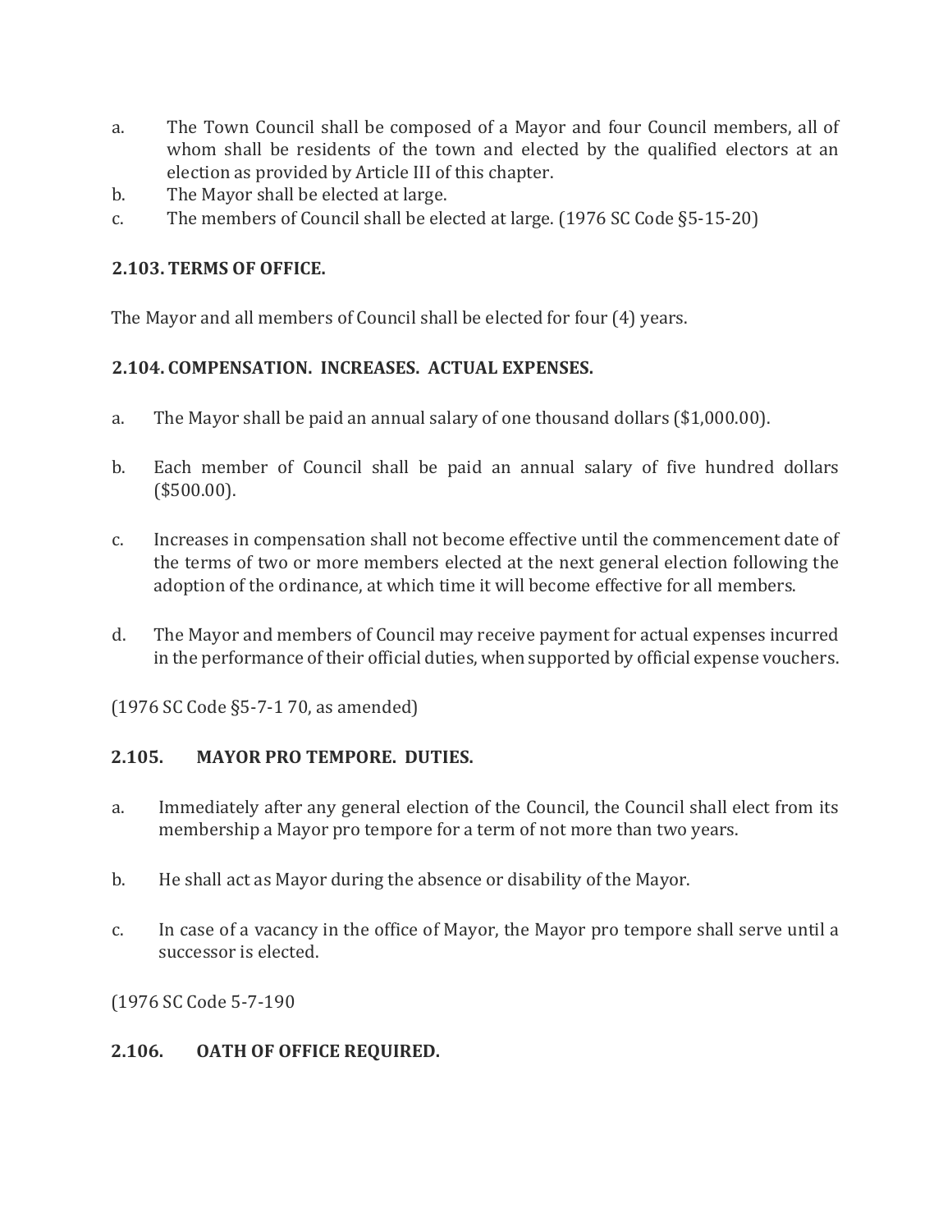a. The Town Council shall be composed of a Mayor and four Council members, all of whom shall be residents of the town and elected by the qualified electors at an election as provided by Article III of this chapter.
b. The Mayor shall be elected at large.
c. The members of Council shall be elected at large. (1976 SC Code §5-15-20)

### 2.103. TERMS OF OFFICE.

The Mayor and all members of Council shall be elected for four (4) years.

### 2.104. COMPENSATION. INCREASES. ACTUAL EXPENSES.

a. The Mayor shall be paid an annual salary of one thousand dollars ($1,000.00).

b. Each member of Council shall be paid an annual salary of five hundred dollars ($500.00).

c. Increases in compensation shall not become effective until the commencement date of the terms of two or more members elected at the next general election following the adoption of the ordinance, at which time it will become effective for all members.

d. The Mayor and members of Council may receive payment for actual expenses incurred in the performance of their official duties, when supported by official expense vouchers.

(1976 SC Code §5-7-1 70, as amended)

### 2.105. MAYOR PRO TEMPORE. DUTIES.

a. Immediately after any general election of the Council, the Council shall elect from its membership a Mayor pro tempore for a term of not more than two years.

b. He shall act as Mayor during the absence or disability of the Mayor.

c. In case of a vacancy in the office of Mayor, the Mayor pro tempore shall serve until a successor is elected.

(1976 SC Code 5-7-190

### 2.106. OATH OF OFFICE REQUIRED.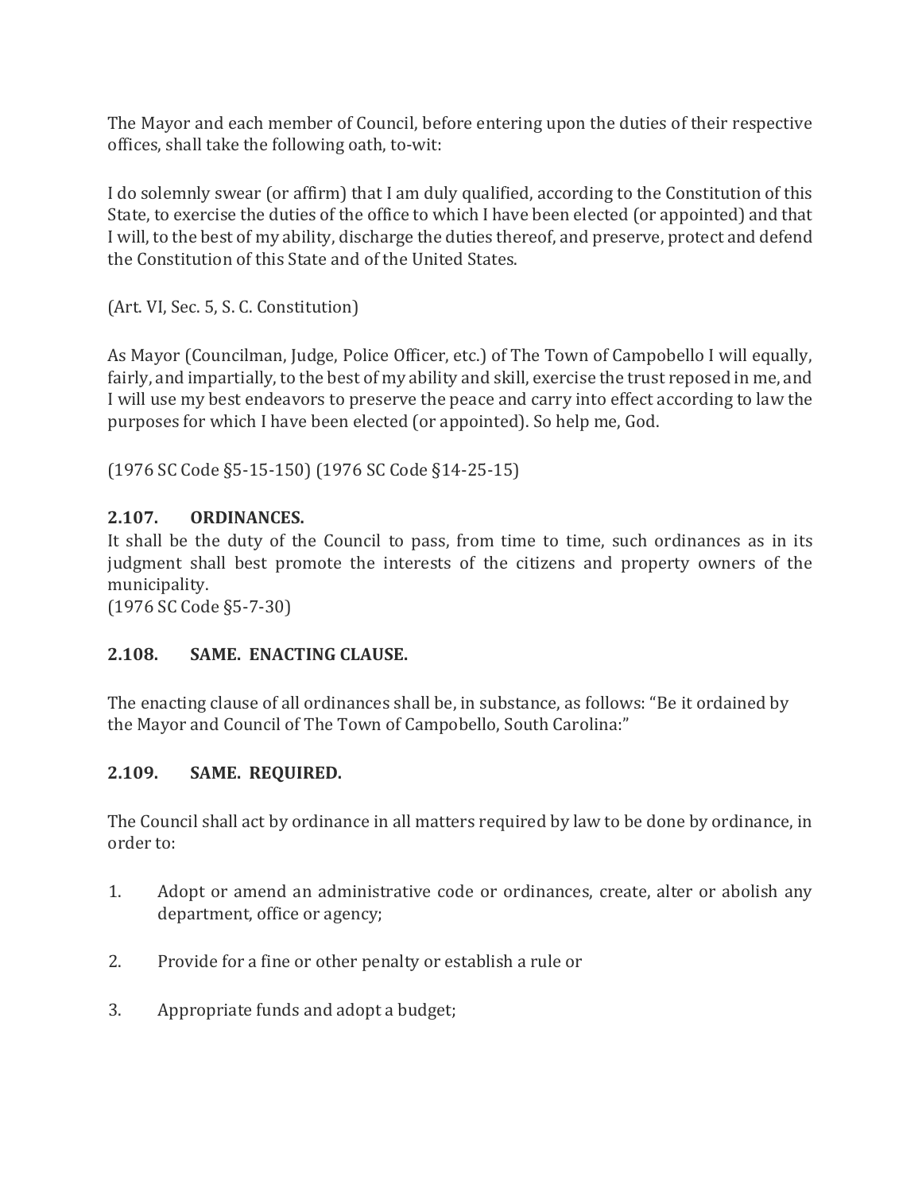The Mayor and each member of Council, before entering upon the duties of their respective offices, shall take the following oath, to-wit:

I do solemnly swear (or affirm) that I am duly qualified, according to the Constitution of this State, to exercise the duties of the office to which I have been elected (or appointed) and that I will, to the best of my ability, discharge the duties thereof, and preserve, protect and defend the Constitution of this State and of the United States.

(Art. VI, Sec. 5, S. C. Constitution)

As Mayor (Councilman, Judge, Police Officer, etc.) of The Town of Campobello I will equally, fairly, and impartially, to the best of my ability and skill, exercise the trust reposed in me, and I will use my best endeavors to preserve the peace and carry into effect according to law the purposes for which I have been elected (or appointed). So help me, God.

(1976 SC Code §5-15-150) (1976 SC Code §14-25-15)

**2.107. ORDINANCES.**

It shall be the duty of the Council to pass, from time to time, such ordinances as in its judgment shall best promote the interests of the citizens and property owners of the municipality.
(1976 SC Code §5-7-30)

**2.108. SAME. ENACTING CLAUSE.**

The enacting clause of all ordinances shall be, in substance, as follows: "Be it ordained by the Mayor and Council of The Town of Campobello, South Carolina:"

**2.109. SAME. REQUIRED.**

The Council shall act by ordinance in all matters required by law to be done by ordinance, in order to:

1. Adopt or amend an administrative code or ordinances, create, alter or abolish any department, office or agency;

2. Provide for a fine or other penalty or establish a rule or

3. Appropriate funds and adopt a budget;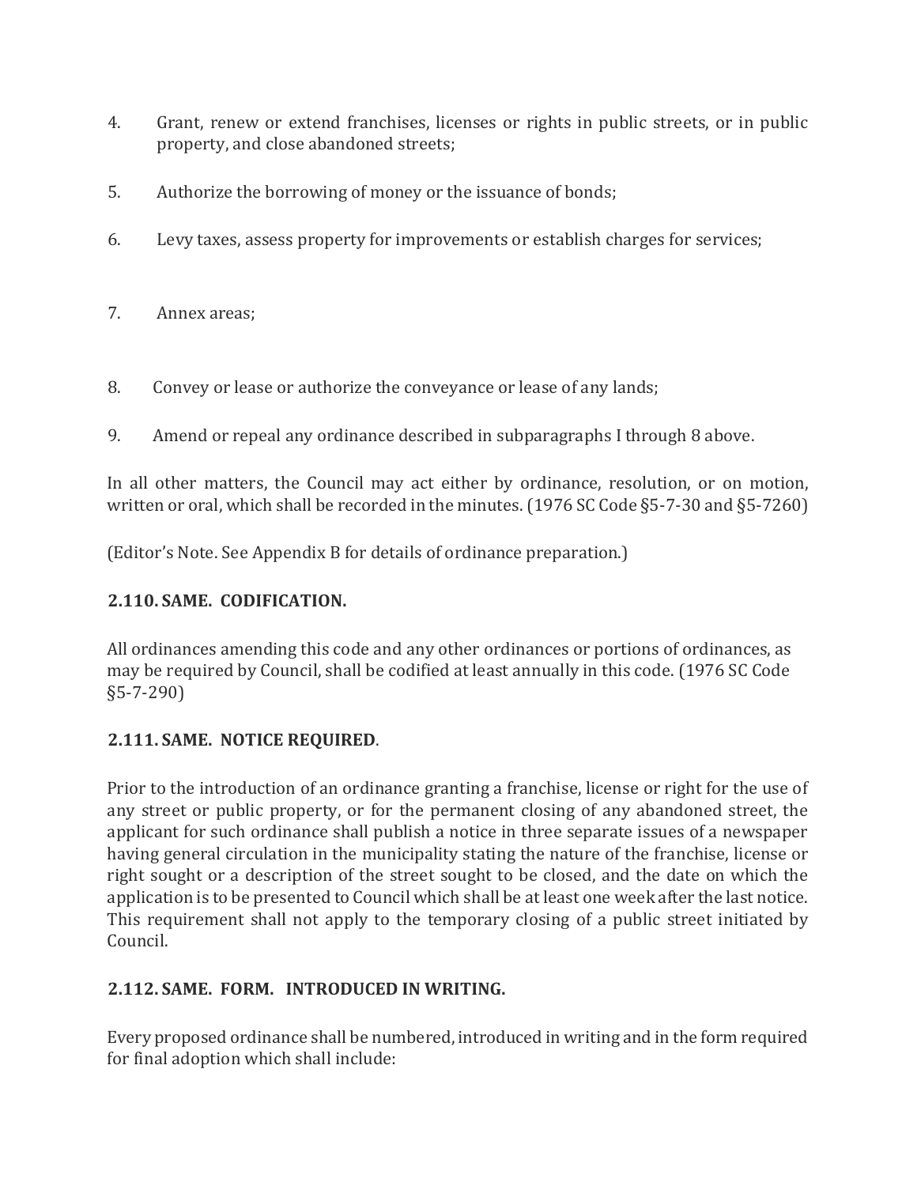4. Grant, renew or extend franchises, licenses or rights in public streets, or in public property, and close abandoned streets;

5. Authorize the borrowing of money or the issuance of bonds;

6. Levy taxes, assess property for improvements or establish charges for services;

7. Annex areas;

8. Convey or lease or authorize the conveyance or lease of any lands;

9. Amend or repeal any ordinance described in subparagraphs I through 8 above.

In all other matters, the Council may act either by ordinance, resolution, or on motion, written or oral, which shall be recorded in the minutes. (1976 SC Code §5-7-30 and §5-7260)

(Editor's Note. See Appendix B for details of ordinance preparation.)

**2.110. SAME. CODIFICATION.**

All ordinances amending this code and any other ordinances or portions of ordinances, as may be required by Council, shall be codified at least annually in this code. (1976 SC Code §5-7-290)

**2.111. SAME. NOTICE REQUIRED**.

Prior to the introduction of an ordinance granting a franchise, license or right for the use of any street or public property, or for the permanent closing of any abandoned street, the applicant for such ordinance shall publish a notice in three separate issues of a newspaper having general circulation in the municipality stating the nature of the franchise, license or right sought or a description of the street sought to be closed, and the date on which the application is to be presented to Council which shall be at least one week after the last notice. This requirement shall not apply to the temporary closing of a public street initiated by Council.

**2.112. SAME. FORM. INTRODUCED IN WRITING.**

Every proposed ordinance shall be numbered, introduced in writing and in the form required for final adoption which shall include: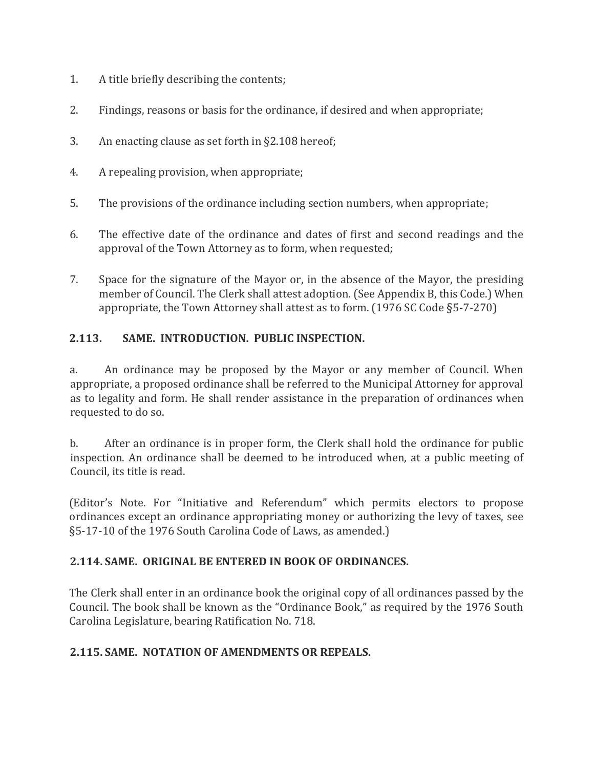1. A title briefly describing the contents;

2. Findings, reasons or basis for the ordinance, if desired and when appropriate;

3. An enacting clause as set forth in §2.108 hereof;

4. A repealing provision, when appropriate;

5. The provisions of the ordinance including section numbers, when appropriate;

6. The effective date of the ordinance and dates of first and second readings and the approval of the Town Attorney as to form, when requested;

7. Space for the signature of the Mayor or, in the absence of the Mayor, the presiding member of Council. The Clerk shall attest adoption. (See Appendix B, this Code.) When appropriate, the Town Attorney shall attest as to form. (1976 SC Code §5-7-270)

### 2.113. SAME. INTRODUCTION. PUBLIC INSPECTION.

a. An ordinance may be proposed by the Mayor or any member of Council. When appropriate, a proposed ordinance shall be referred to the Municipal Attorney for approval as to legality and form. He shall render assistance in the preparation of ordinances when requested to do so.

b. After an ordinance is in proper form, the Clerk shall hold the ordinance for public inspection. An ordinance shall be deemed to be introduced when, at a public meeting of Council, its title is read.

(Editor's Note. For "Initiative and Referendum" which permits electors to propose ordinances except an ordinance appropriating money or authorizing the levy of taxes, see §5-17-10 of the 1976 South Carolina Code of Laws, as amended.)

### 2.114. SAME. ORIGINAL BE ENTERED IN BOOK OF ORDINANCES.

The Clerk shall enter in an ordinance book the original copy of all ordinances passed by the Council. The book shall be known as the "Ordinance Book," as required by the 1976 South Carolina Legislature, bearing Ratification No. 718.

### 2.115. SAME. NOTATION OF AMENDMENTS OR REPEALS.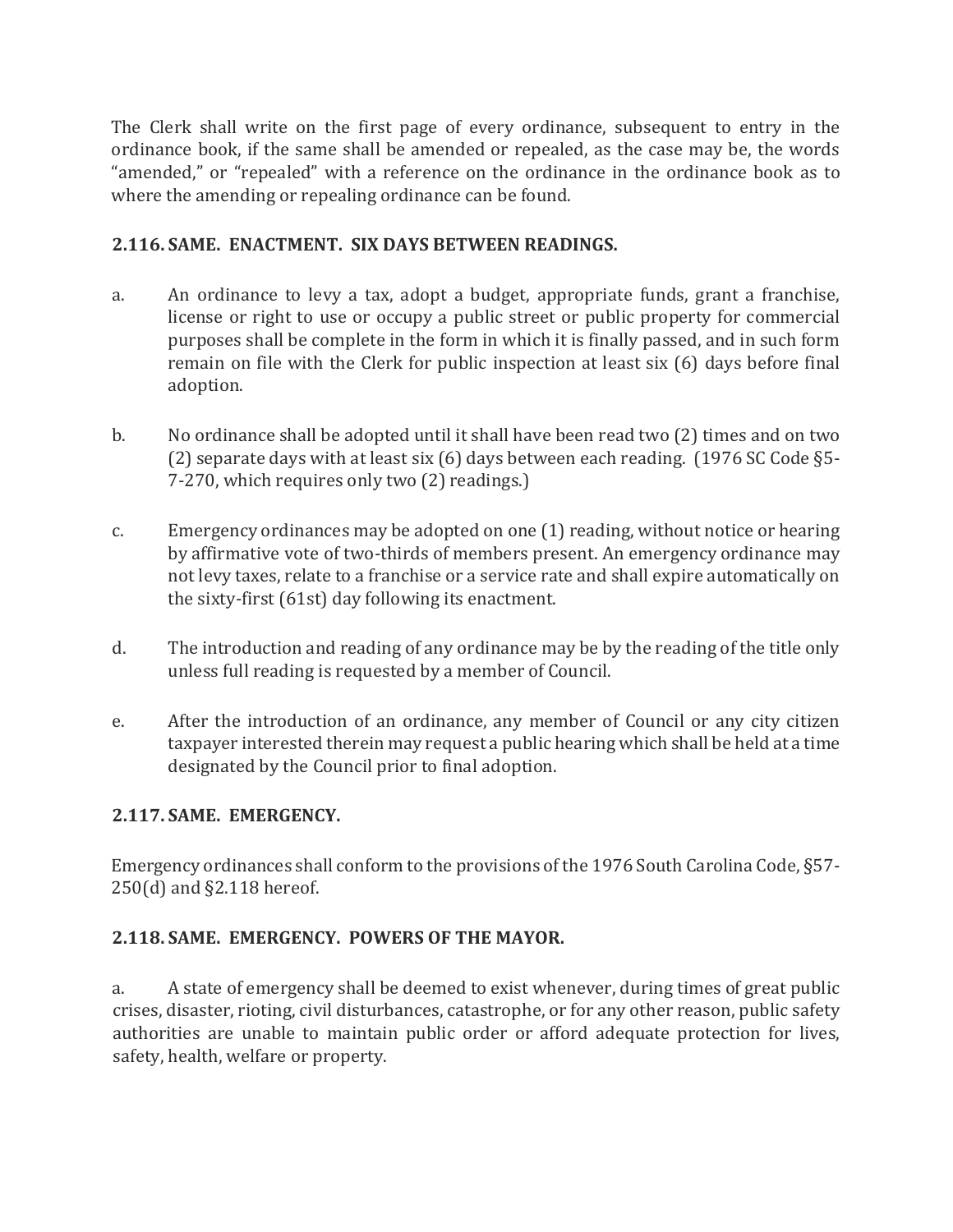The Clerk shall write on the first page of every ordinance, subsequent to entry in the ordinance book, if the same shall be amended or repealed, as the case may be, the words "amended," or "repealed" with a reference on the ordinance in the ordinance book as to where the amending or repealing ordinance can be found.

### 2.116. SAME. ENACTMENT. SIX DAYS BETWEEN READINGS.

a. An ordinance to levy a tax, adopt a budget, appropriate funds, grant a franchise, license or right to use or occupy a public street or public property for commercial purposes shall be complete in the form in which it is finally passed, and in such form remain on file with the Clerk for public inspection at least six (6) days before final adoption.

b. No ordinance shall be adopted until it shall have been read two (2) times and on two (2) separate days with at least six (6) days between each reading. (1976 SC Code §5-7-270, which requires only two (2) readings.)

c. Emergency ordinances may be adopted on one (1) reading, without notice or hearing by affirmative vote of two-thirds of members present. An emergency ordinance may not levy taxes, relate to a franchise or a service rate and shall expire automatically on the sixty-first (61st) day following its enactment.

d. The introduction and reading of any ordinance may be by the reading of the title only unless full reading is requested by a member of Council.

e. After the introduction of an ordinance, any member of Council or any city citizen taxpayer interested therein may request a public hearing which shall be held at a time designated by the Council prior to final adoption.

### 2.117. SAME. EMERGENCY.

Emergency ordinances shall conform to the provisions of the 1976 South Carolina Code, §57-250(d) and §2.118 hereof.

### 2.118. SAME. EMERGENCY. POWERS OF THE MAYOR.

a. A state of emergency shall be deemed to exist whenever, during times of great public crises, disaster, rioting, civil disturbances, catastrophe, or for any other reason, public safety authorities are unable to maintain public order or afford adequate protection for lives, safety, health, welfare or property.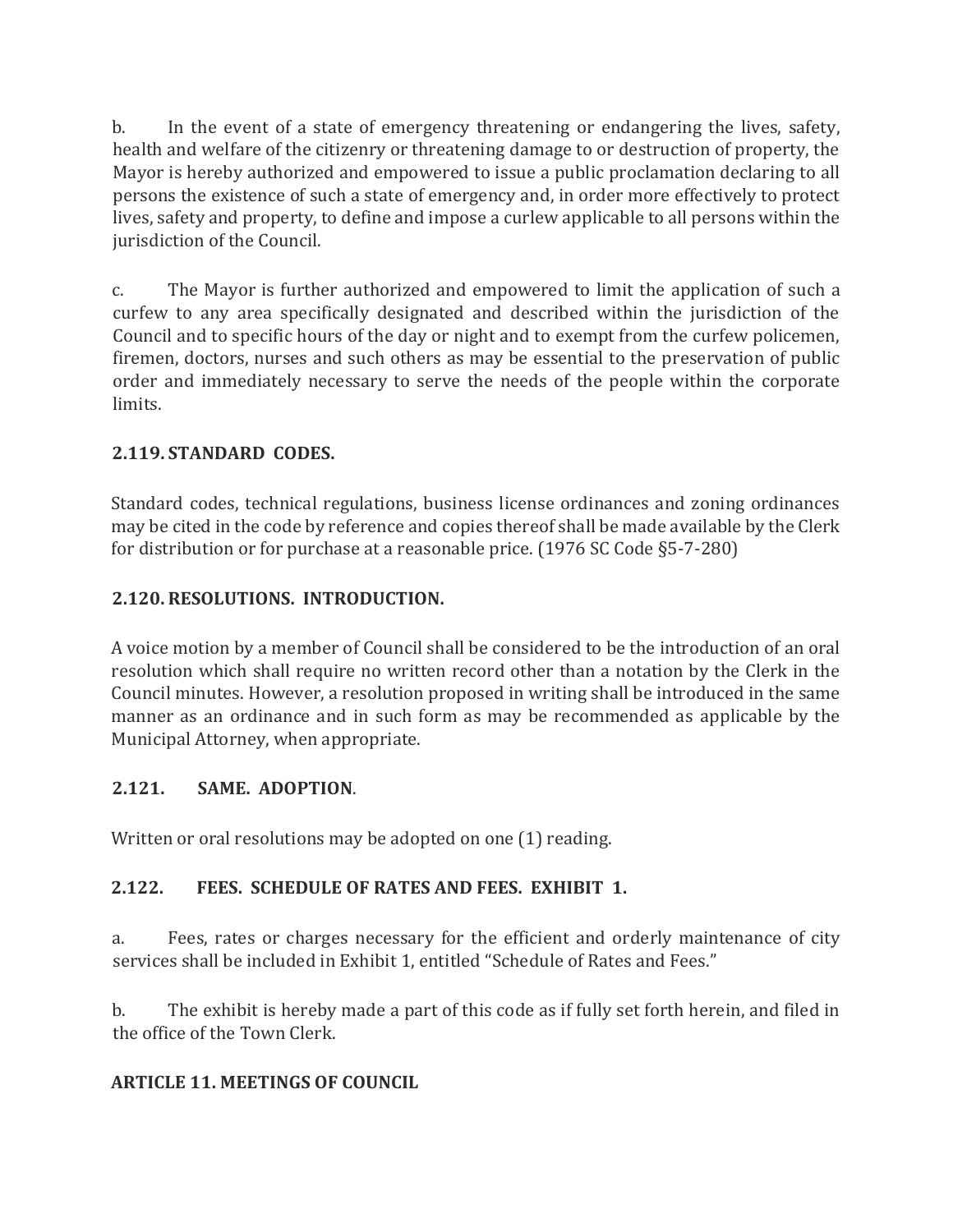b. In the event of a state of emergency threatening or endangering the lives, safety, health and welfare of the citizenry or threatening damage to or destruction of property, the Mayor is hereby authorized and empowered to issue a public proclamation declaring to all persons the existence of such a state of emergency and, in order more effectively to protect lives, safety and property, to define and impose a curlew applicable to all persons within the jurisdiction of the Council.

c. The Mayor is further authorized and empowered to limit the application of such a curfew to any area specifically designated and described within the jurisdiction of the Council and to specific hours of the day or night and to exempt from the curfew policemen, firemen, doctors, nurses and such others as may be essential to the preservation of public order and immediately necessary to serve the needs of the people within the corporate limits.

### 2.119. STANDARD CODES.

Standard codes, technical regulations, business license ordinances and zoning ordinances may be cited in the code by reference and copies thereof shall be made available by the Clerk for distribution or for purchase at a reasonable price. (1976 SC Code §5-7-280)

### 2.120. RESOLUTIONS. INTRODUCTION.

A voice motion by a member of Council shall be considered to be the introduction of an oral resolution which shall require no written record other than a notation by the Clerk in the Council minutes. However, a resolution proposed in writing shall be introduced in the same manner as an ordinance and in such form as may be recommended as applicable by the Municipal Attorney, when appropriate.

### 2.121. SAME. ADOPTION.

Written or oral resolutions may be adopted on one (1) reading.

### 2.122. FEES. SCHEDULE OF RATES AND FEES. EXHIBIT 1.

a. Fees, rates or charges necessary for the efficient and orderly maintenance of city services shall be included in Exhibit 1, entitled "Schedule of Rates and Fees."

b. The exhibit is hereby made a part of this code as if fully set forth herein, and filed in the office of the Town Clerk.

## ARTICLE 11. MEETINGS OF COUNCIL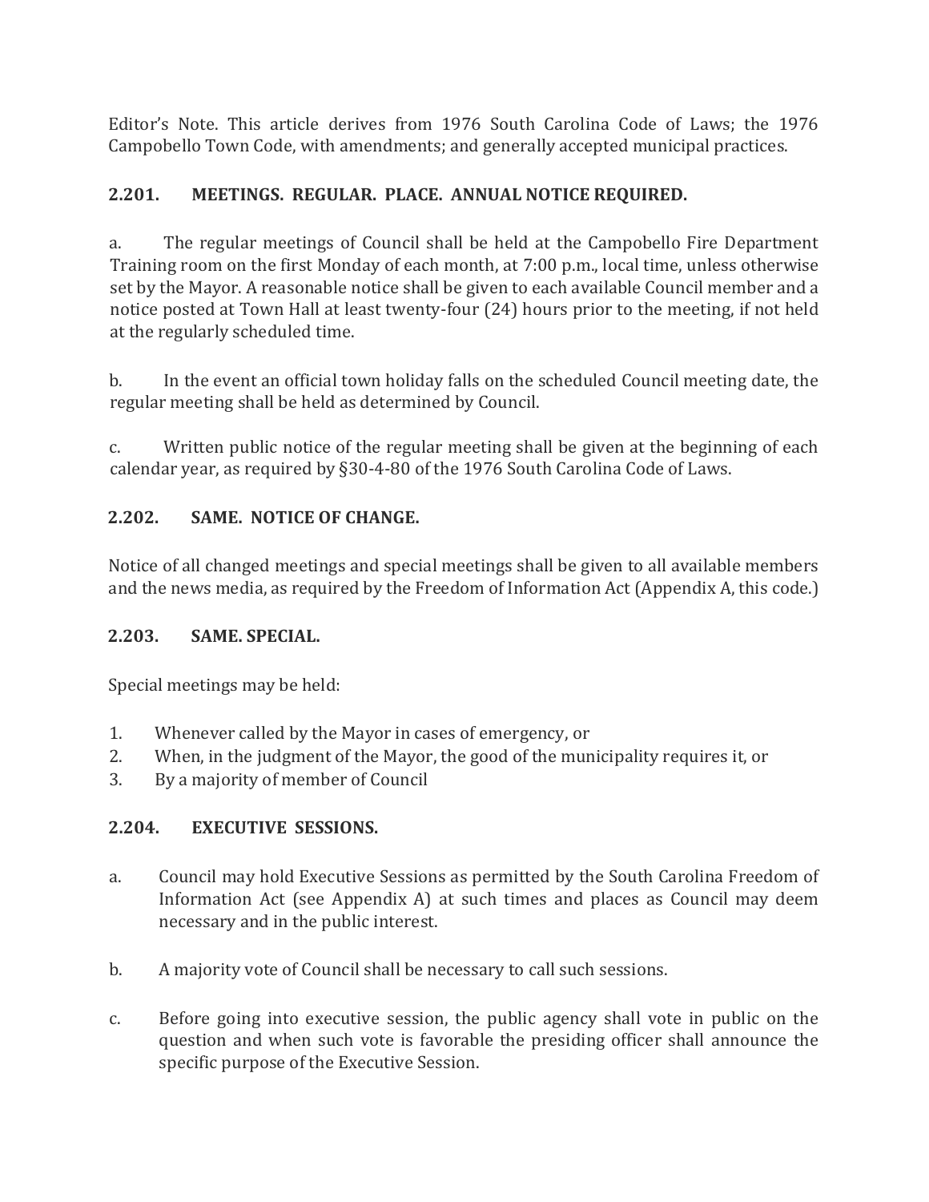Editor's Note. This article derives from 1976 South Carolina Code of Laws; the 1976 Campobello Town Code, with amendments; and generally accepted municipal practices.

### 2.201. MEETINGS. REGULAR. PLACE. ANNUAL NOTICE REQUIRED.

a. The regular meetings of Council shall be held at the Campobello Fire Department Training room on the first Monday of each month, at 7:00 p.m., local time, unless otherwise set by the Mayor. A reasonable notice shall be given to each available Council member and a notice posted at Town Hall at least twenty-four (24) hours prior to the meeting, if not held at the regularly scheduled time.

b. In the event an official town holiday falls on the scheduled Council meeting date, the regular meeting shall be held as determined by Council.

c. Written public notice of the regular meeting shall be given at the beginning of each calendar year, as required by §30-4-80 of the 1976 South Carolina Code of Laws.

### 2.202. SAME. NOTICE OF CHANGE.

Notice of all changed meetings and special meetings shall be given to all available members and the news media, as required by the Freedom of Information Act (Appendix A, this code.)

### 2.203. SAME. SPECIAL.

Special meetings may be held:

1. Whenever called by the Mayor in cases of emergency, or
2. When, in the judgment of the Mayor, the good of the municipality requires it, or
3. By a majority of member of Council

### 2.204. EXECUTIVE SESSIONS.

a. Council may hold Executive Sessions as permitted by the South Carolina Freedom of Information Act (see Appendix A) at such times and places as Council may deem necessary and in the public interest.

b. A majority vote of Council shall be necessary to call such sessions.

c. Before going into executive session, the public agency shall vote in public on the question and when such vote is favorable the presiding officer shall announce the specific purpose of the Executive Session.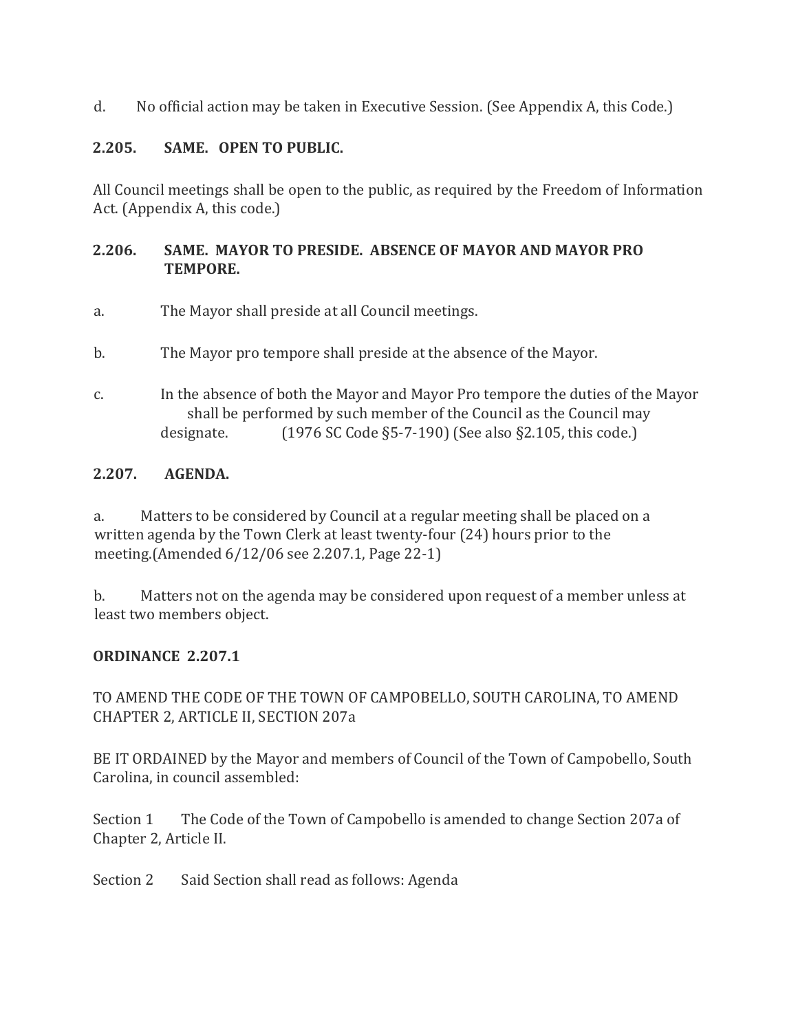d. No official action may be taken in Executive Session. (See Appendix A, this Code.)

**2.205. SAME. OPEN TO PUBLIC.**

All Council meetings shall be open to the public, as required by the Freedom of Information Act. (Appendix A, this code.)

**2.206. SAME. MAYOR TO PRESIDE. ABSENCE OF MAYOR AND MAYOR PRO TEMPORE.**

a. The Mayor shall preside at all Council meetings.

b. The Mayor pro tempore shall preside at the absence of the Mayor.

c. In the absence of both the Mayor and Mayor Pro tempore the duties of the Mayor shall be performed by such member of the Council as the Council may designate. (1976 SC Code §5-7-190) (See also §2.105, this code.)

**2.207. AGENDA.**

a. Matters to be considered by Council at a regular meeting shall be placed on a written agenda by the Town Clerk at least twenty-four (24) hours prior to the meeting.(Amended 6/12/06 see 2.207.1, Page 22-1)

b. Matters not on the agenda may be considered upon request of a member unless at least two members object.

**ORDINANCE 2.207.1**

TO AMEND THE CODE OF THE TOWN OF CAMPOBELLO, SOUTH CAROLINA, TO AMEND CHAPTER 2, ARTICLE II, SECTION 207a

BE IT ORDAINED by the Mayor and members of Council of the Town of Campobello, South Carolina, in council assembled:

Section 1 The Code of the Town of Campobello is amended to change Section 207a of Chapter 2, Article II.

Section 2 Said Section shall read as follows: Agenda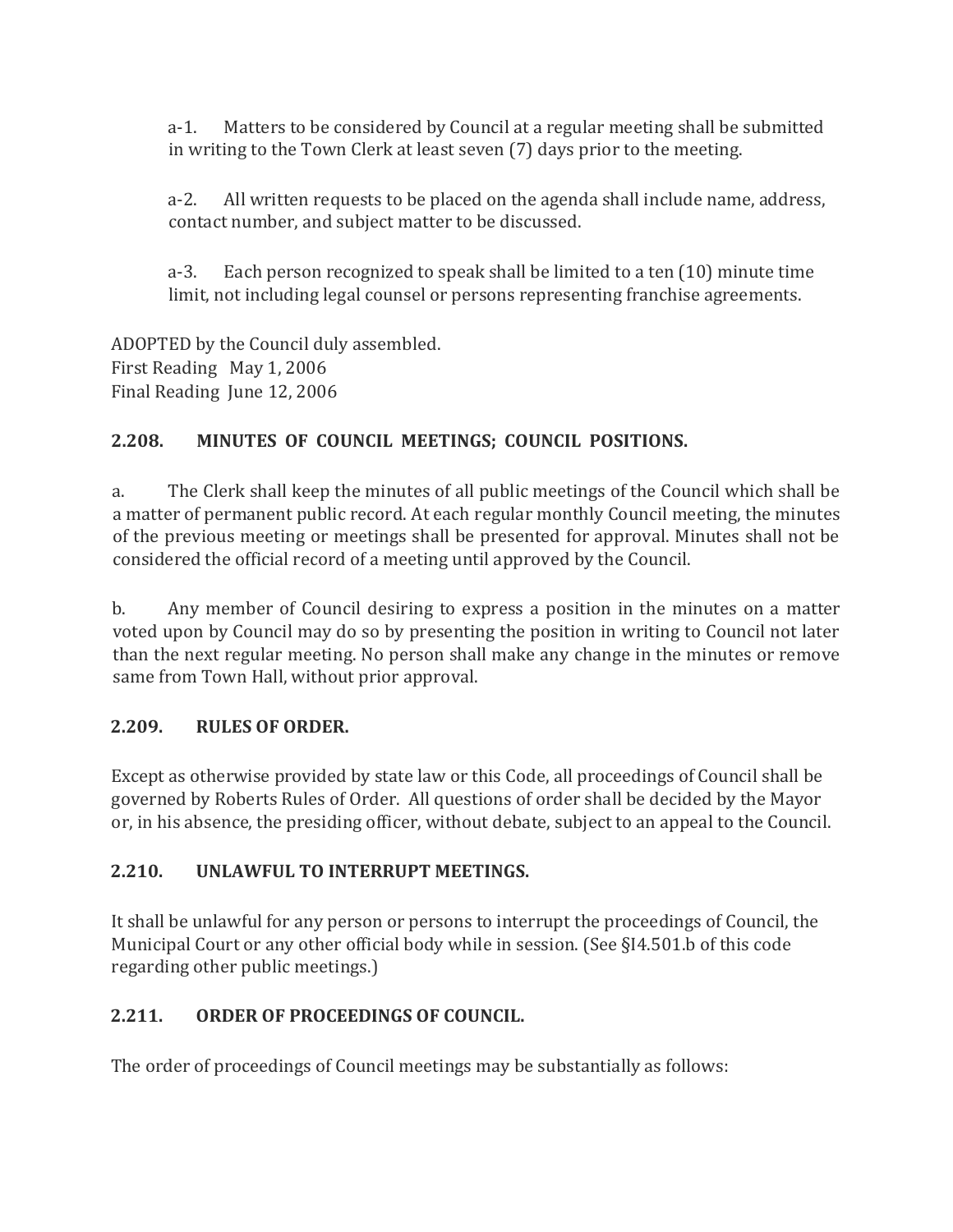a-1. Matters to be considered by Council at a regular meeting shall be submitted in writing to the Town Clerk at least seven (7) days prior to the meeting.

a-2. All written requests to be placed on the agenda shall include name, address, contact number, and subject matter to be discussed.

a-3. Each person recognized to speak shall be limited to a ten (10) minute time limit, not including legal counsel or persons representing franchise agreements.

ADOPTED by the Council duly assembled.
First Reading May 1, 2006
Final Reading June 12, 2006

### 2.208. MINUTES OF COUNCIL MEETINGS; COUNCIL POSITIONS.

a. The Clerk shall keep the minutes of all public meetings of the Council which shall be a matter of permanent public record. At each regular monthly Council meeting, the minutes of the previous meeting or meetings shall be presented for approval. Minutes shall not be considered the official record of a meeting until approved by the Council.

b. Any member of Council desiring to express a position in the minutes on a matter voted upon by Council may do so by presenting the position in writing to Council not later than the next regular meeting. No person shall make any change in the minutes or remove same from Town Hall, without prior approval.

### 2.209. RULES OF ORDER.

Except as otherwise provided by state law or this Code, all proceedings of Council shall be governed by Roberts Rules of Order. All questions of order shall be decided by the Mayor or, in his absence, the presiding officer, without debate, subject to an appeal to the Council.

### 2.210. UNLAWFUL TO INTERRUPT MEETINGS.

It shall be unlawful for any person or persons to interrupt the proceedings of Council, the Municipal Court or any other official body while in session. (See §I4.501.b of this code regarding other public meetings.)

### 2.211. ORDER OF PROCEEDINGS OF COUNCIL.

The order of proceedings of Council meetings may be substantially as follows: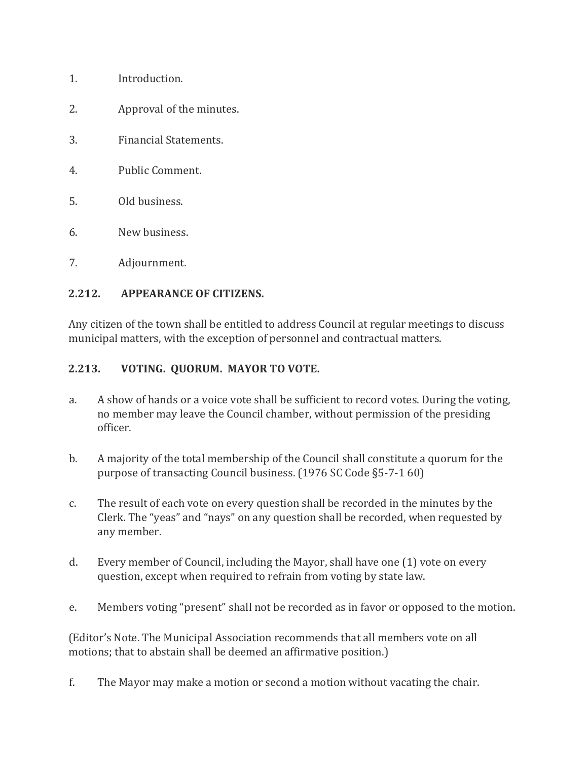1. Introduction.

2. Approval of the minutes.

3. Financial Statements.

4. Public Comment.

5. Old business.

6. New business.

7. Adjournment.

**2.212. APPEARANCE OF CITIZENS.**

Any citizen of the town shall be entitled to address Council at regular meetings to discuss municipal matters, with the exception of personnel and contractual matters.

**2.213. VOTING. QUORUM. MAYOR TO VOTE.**

a. A show of hands or a voice vote shall be sufficient to record votes. During the voting, no member may leave the Council chamber, without permission of the presiding officer.

b. A majority of the total membership of the Council shall constitute a quorum for the purpose of transacting Council business. (1976 SC Code §5-7-1 60)

c. The result of each vote on every question shall be recorded in the minutes by the Clerk. The "yeas" and "nays" on any question shall be recorded, when requested by any member.

d. Every member of Council, including the Mayor, shall have one (1) vote on every question, except when required to refrain from voting by state law.

e. Members voting "present" shall not be recorded as in favor or opposed to the motion.

(Editor's Note. The Municipal Association recommends that all members vote on all motions; that to abstain shall be deemed an affirmative position.)

f. The Mayor may make a motion or second a motion without vacating the chair.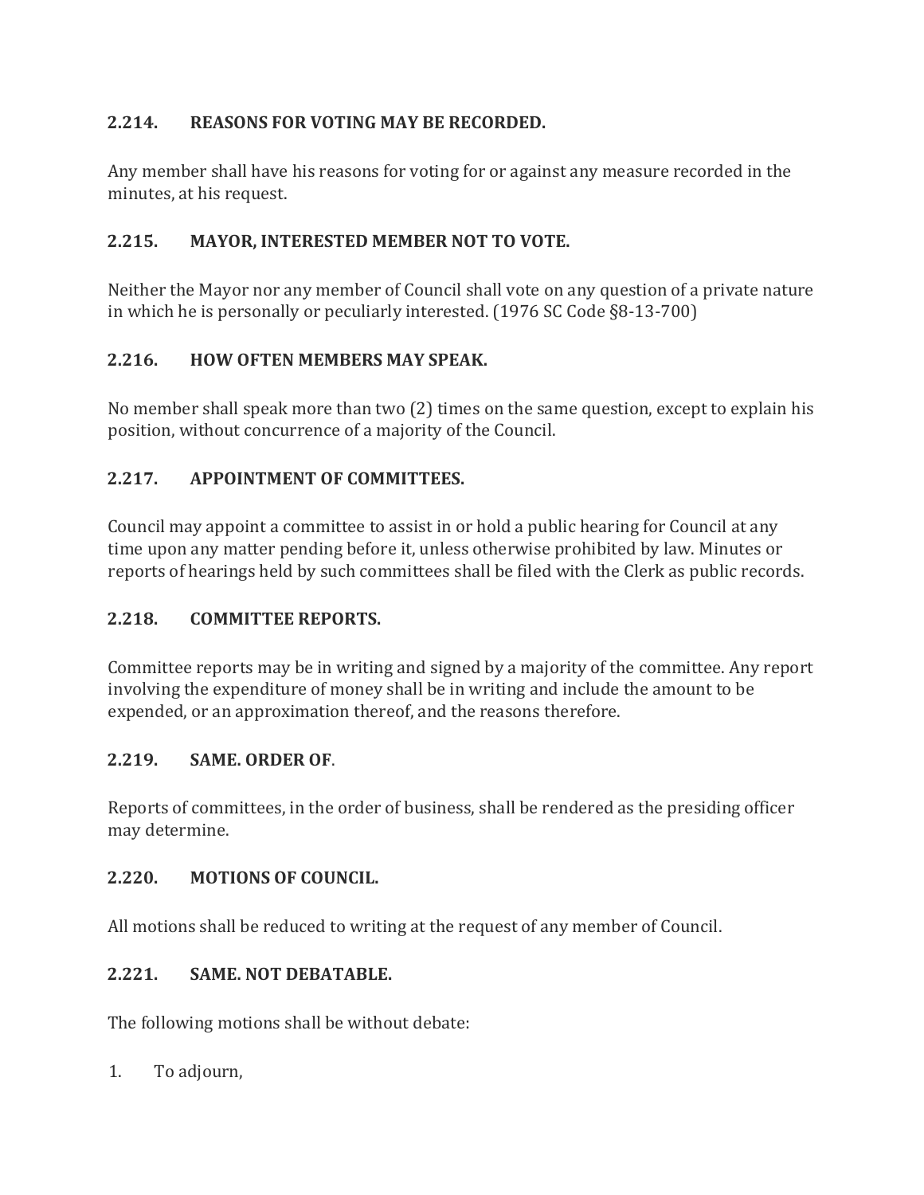### 2.214. REASONS FOR VOTING MAY BE RECORDED.

Any member shall have his reasons for voting for or against any measure recorded in the minutes, at his request.

### 2.215. MAYOR, INTERESTED MEMBER NOT TO VOTE.

Neither the Mayor nor any member of Council shall vote on any question of a private nature in which he is personally or peculiarly interested. (1976 SC Code §8-13-700)

### 2.216. HOW OFTEN MEMBERS MAY SPEAK.

No member shall speak more than two (2) times on the same question, except to explain his position, without concurrence of a majority of the Council.

### 2.217. APPOINTMENT OF COMMITTEES.

Council may appoint a committee to assist in or hold a public hearing for Council at any time upon any matter pending before it, unless otherwise prohibited by law. Minutes or reports of hearings held by such committees shall be filed with the Clerk as public records.

### 2.218. COMMITTEE REPORTS.

Committee reports may be in writing and signed by a majority of the committee. Any report involving the expenditure of money shall be in writing and include the amount to be expended, or an approximation thereof, and the reasons therefore.

### 2.219. SAME. ORDER OF.

Reports of committees, in the order of business, shall be rendered as the presiding officer may determine.

### 2.220. MOTIONS OF COUNCIL.

All motions shall be reduced to writing at the request of any member of Council.

### 2.221. SAME. NOT DEBATABLE.

The following motions shall be without debate:

1. To adjourn,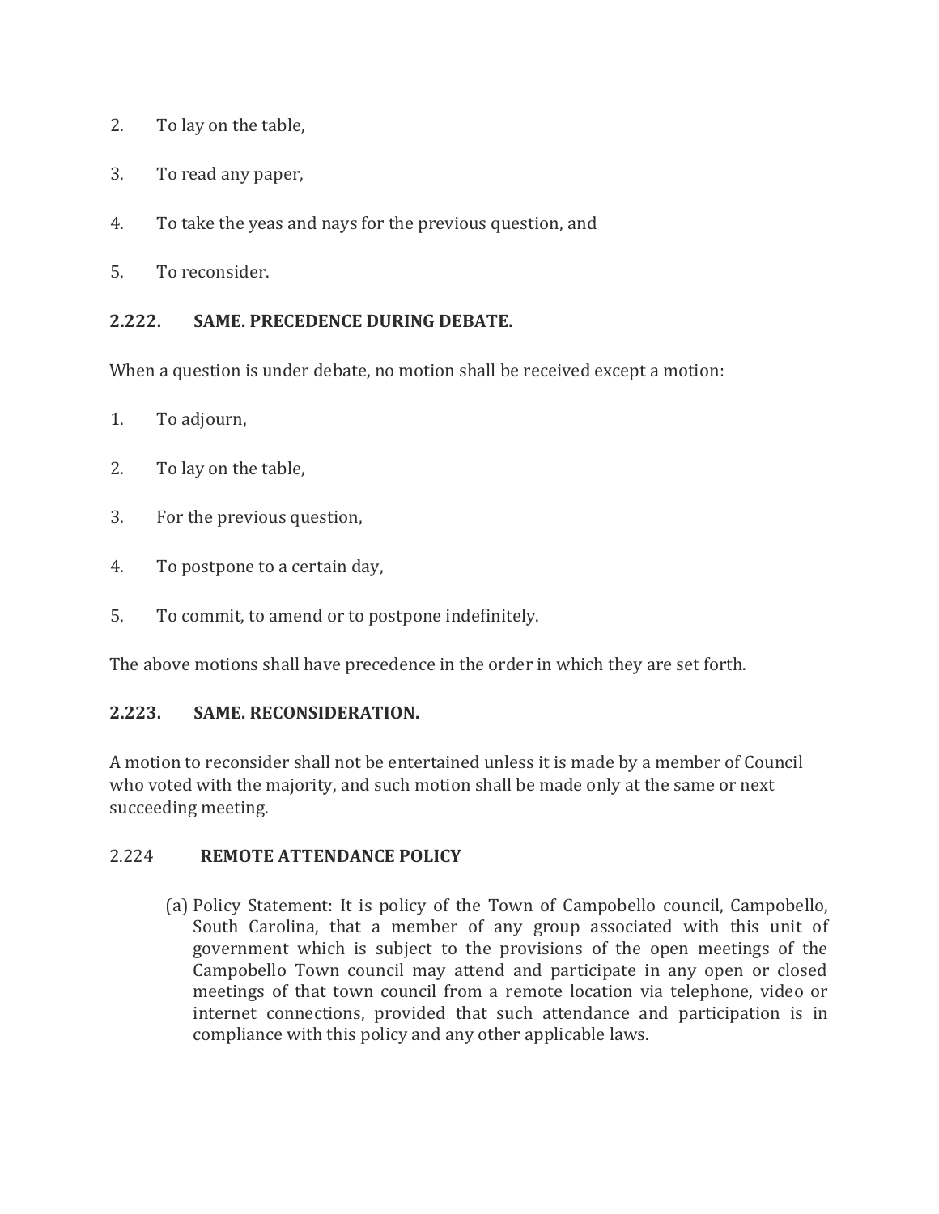2. To lay on the table,

3. To read any paper,

4. To take the yeas and nays for the previous question, and

5. To reconsider.

**2.222. SAME. PRECEDENCE DURING DEBATE.**

When a question is under debate, no motion shall be received except a motion:

1. To adjourn,

2. To lay on the table,

3. For the previous question,

4. To postpone to a certain day,

5. To commit, to amend or to postpone indefinitely.

The above motions shall have precedence in the order in which they are set forth.

**2.223. SAME. RECONSIDERATION.**

A motion to reconsider shall not be entertained unless it is made by a member of Council who voted with the majority, and such motion shall be made only at the same or next succeeding meeting.

2.224 **REMOTE ATTENDANCE POLICY**

(a) Policy Statement: It is policy of the Town of Campobello council, Campobello, South Carolina, that a member of any group associated with this unit of government which is subject to the provisions of the open meetings of the Campobello Town council may attend and participate in any open or closed meetings of that town council from a remote location via telephone, video or internet connections, provided that such attendance and participation is in compliance with this policy and any other applicable laws.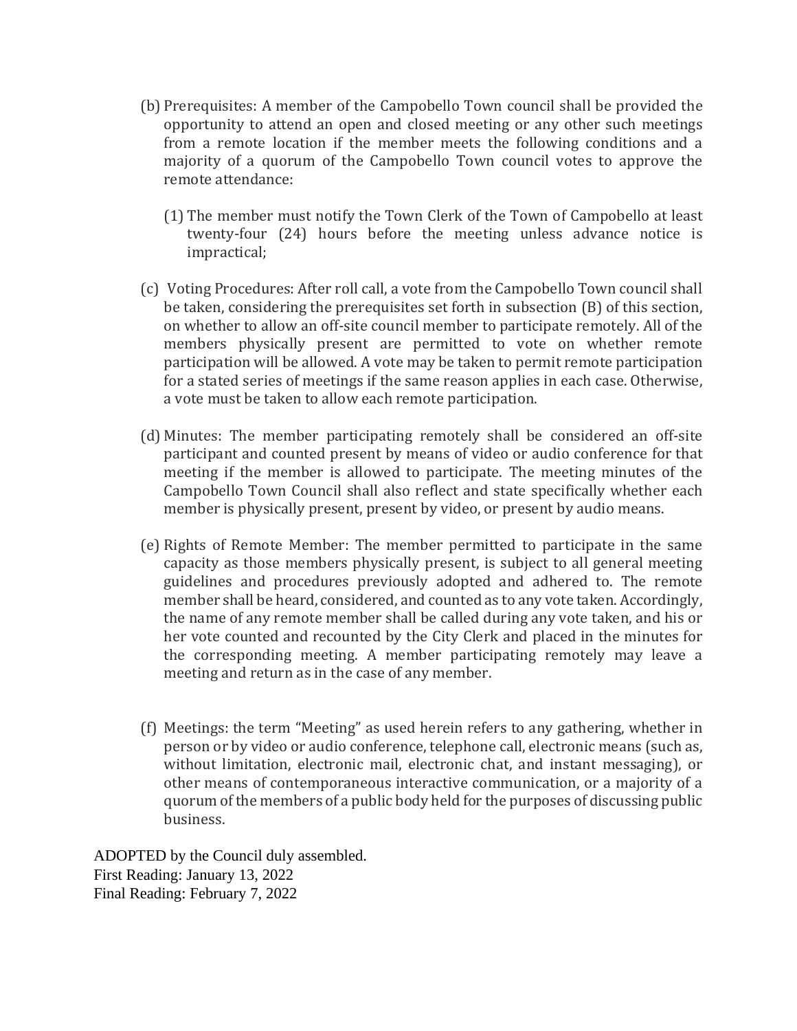(b) Prerequisites: A member of the Campobello Town council shall be provided the opportunity to attend an open and closed meeting or any other such meetings from a remote location if the member meets the following conditions and a majority of a quorum of the Campobello Town council votes to approve the remote attendance:

   (1) The member must notify the Town Clerk of the Town of Campobello at least twenty-four (24) hours before the meeting unless advance notice is impractical;

(c) Voting Procedures: After roll call, a vote from the Campobello Town council shall be taken, considering the prerequisites set forth in subsection (B) of this section, on whether to allow an off-site council member to participate remotely. All of the members physically present are permitted to vote on whether remote participation will be allowed. A vote may be taken to permit remote participation for a stated series of meetings if the same reason applies in each case. Otherwise, a vote must be taken to allow each remote participation.

(d) Minutes: The member participating remotely shall be considered an off-site participant and counted present by means of video or audio conference for that meeting if the member is allowed to participate. The meeting minutes of the Campobello Town Council shall also reflect and state specifically whether each member is physically present, present by video, or present by audio means.

(e) Rights of Remote Member: The member permitted to participate in the same capacity as those members physically present, is subject to all general meeting guidelines and procedures previously adopted and adhered to. The remote member shall be heard, considered, and counted as to any vote taken. Accordingly, the name of any remote member shall be called during any vote taken, and his or her vote counted and recounted by the City Clerk and placed in the minutes for the corresponding meeting. A member participating remotely may leave a meeting and return as in the case of any member.

(f) Meetings: the term "Meeting" as used herein refers to any gathering, whether in person or by video or audio conference, telephone call, electronic means (such as, without limitation, electronic mail, electronic chat, and instant messaging), or other means of contemporaneous interactive communication, or a majority of a quorum of the members of a public body held for the purposes of discussing public business.

ADOPTED by the Council duly assembled.
First Reading: January 13, 2022
Final Reading: February 7, 2022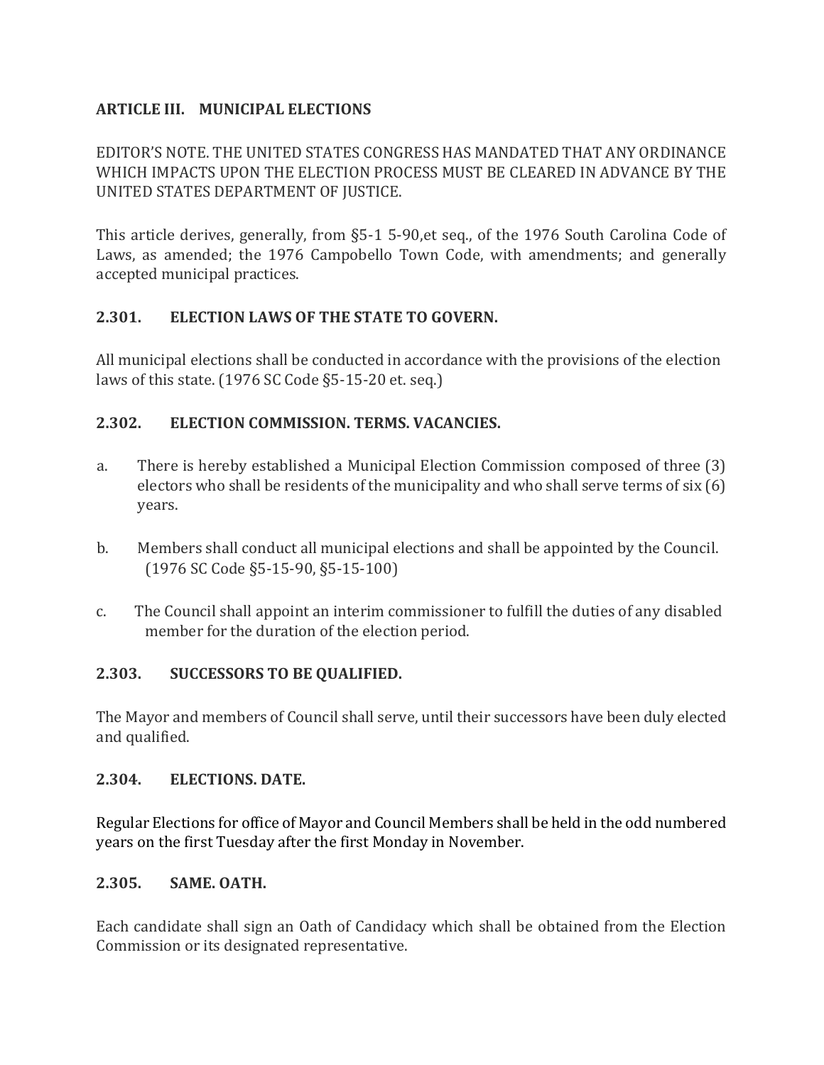## ARTICLE III. MUNICIPAL ELECTIONS

EDITOR'S NOTE. THE UNITED STATES CONGRESS HAS MANDATED THAT ANY ORDINANCE WHICH IMPACTS UPON THE ELECTION PROCESS MUST BE CLEARED IN ADVANCE BY THE UNITED STATES DEPARTMENT OF JUSTICE.

This article derives, generally, from §5-1 5-90,et seq., of the 1976 South Carolina Code of Laws, as amended; the 1976 Campobello Town Code, with amendments; and generally accepted municipal practices.

### 2.301. ELECTION LAWS OF THE STATE TO GOVERN.

All municipal elections shall be conducted in accordance with the provisions of the election laws of this state. (1976 SC Code §5-15-20 et. seq.)

### 2.302. ELECTION COMMISSION. TERMS. VACANCIES.

a. There is hereby established a Municipal Election Commission composed of three (3) electors who shall be residents of the municipality and who shall serve terms of six (6) years.

b. Members shall conduct all municipal elections and shall be appointed by the Council. (1976 SC Code §5-15-90, §5-15-100)

c. The Council shall appoint an interim commissioner to fulfill the duties of any disabled member for the duration of the election period.

### 2.303. SUCCESSORS TO BE QUALIFIED.

The Mayor and members of Council shall serve, until their successors have been duly elected and qualified.

### 2.304. ELECTIONS. DATE.

Regular Elections for office of Mayor and Council Members shall be held in the odd numbered years on the first Tuesday after the first Monday in November.

### 2.305. SAME. OATH.

Each candidate shall sign an Oath of Candidacy which shall be obtained from the Election Commission or its designated representative.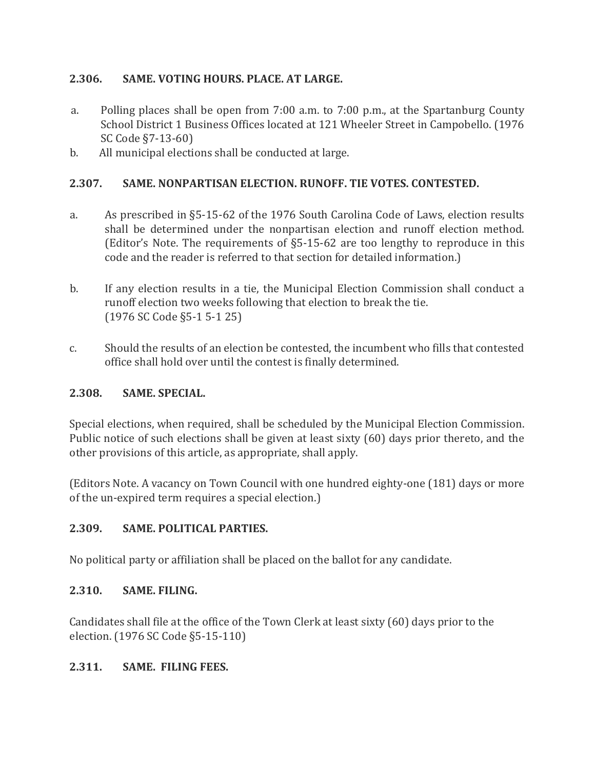### 2.306. SAME. VOTING HOURS. PLACE. AT LARGE.

a. Polling places shall be open from 7:00 a.m. to 7:00 p.m., at the Spartanburg County School District 1 Business Offices located at 121 Wheeler Street in Campobello. (1976 SC Code §7-13-60)

b. All municipal elections shall be conducted at large.

### 2.307. SAME. NONPARTISAN ELECTION. RUNOFF. TIE VOTES. CONTESTED.

a. As prescribed in §5-15-62 of the 1976 South Carolina Code of Laws, election results shall be determined under the nonpartisan election and runoff election method. (Editor's Note. The requirements of §5-15-62 are too lengthy to reproduce in this code and the reader is referred to that section for detailed information.)

b. If any election results in a tie, the Municipal Election Commission shall conduct a runoff election two weeks following that election to break the tie. (1976 SC Code §5-1 5-1 25)

c. Should the results of an election be contested, the incumbent who fills that contested office shall hold over until the contest is finally determined.

### 2.308. SAME. SPECIAL.

Special elections, when required, shall be scheduled by the Municipal Election Commission. Public notice of such elections shall be given at least sixty (60) days prior thereto, and the other provisions of this article, as appropriate, shall apply.

(Editors Note. A vacancy on Town Council with one hundred eighty-one (181) days or more of the un-expired term requires a special election.)

### 2.309. SAME. POLITICAL PARTIES.

No political party or affiliation shall be placed on the ballot for any candidate.

### 2.310. SAME. FILING.

Candidates shall file at the office of the Town Clerk at least sixty (60) days prior to the election. (1976 SC Code §5-15-110)

### 2.311. SAME. FILING FEES.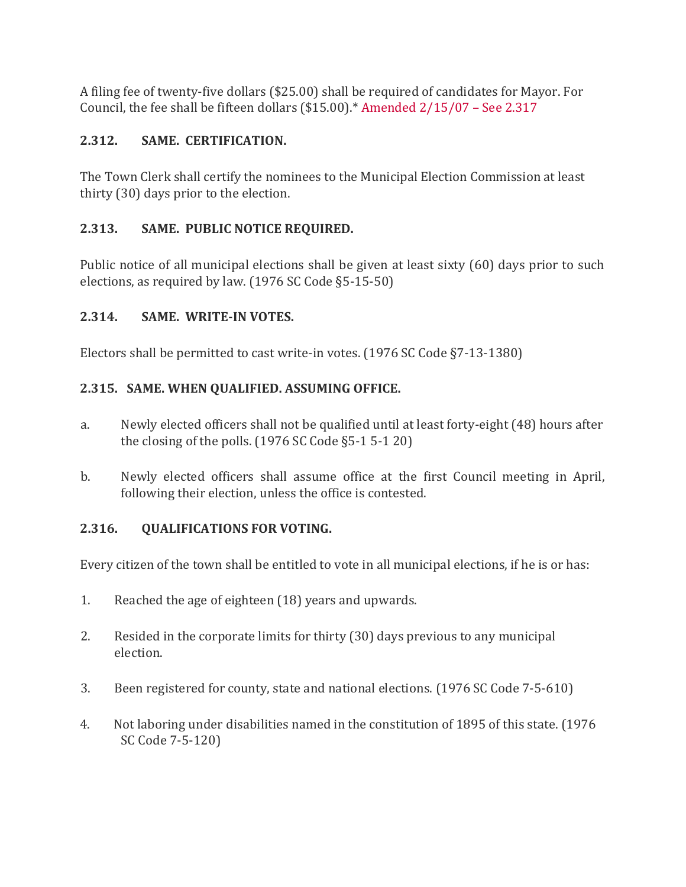A filing fee of twenty-five dollars ($25.00) shall be required of candidates for Mayor. For Council, the fee shall be fifteen dollars ($15.00).* Amended 2/15/07 – See 2.317

**2.312. SAME. CERTIFICATION.**

The Town Clerk shall certify the nominees to the Municipal Election Commission at least thirty (30) days prior to the election.

**2.313. SAME. PUBLIC NOTICE REQUIRED.**

Public notice of all municipal elections shall be given at least sixty (60) days prior to such elections, as required by law. (1976 SC Code §5-15-50)

**2.314. SAME. WRITE-IN VOTES.**

Electors shall be permitted to cast write-in votes. (1976 SC Code §7-13-1380)

**2.315. SAME. WHEN QUALIFIED. ASSUMING OFFICE.**

a. Newly elected officers shall not be qualified until at least forty-eight (48) hours after the closing of the polls. (1976 SC Code §5-1 5-1 20)

b. Newly elected officers shall assume office at the first Council meeting in April, following their election, unless the office is contested.

**2.316. QUALIFICATIONS FOR VOTING.**

Every citizen of the town shall be entitled to vote in all municipal elections, if he is or has:

1. Reached the age of eighteen (18) years and upwards.

2. Resided in the corporate limits for thirty (30) days previous to any municipal election.

3. Been registered for county, state and national elections. (1976 SC Code 7-5-610)

4. Not laboring under disabilities named in the constitution of 1895 of this state. (1976 SC Code 7-5-120)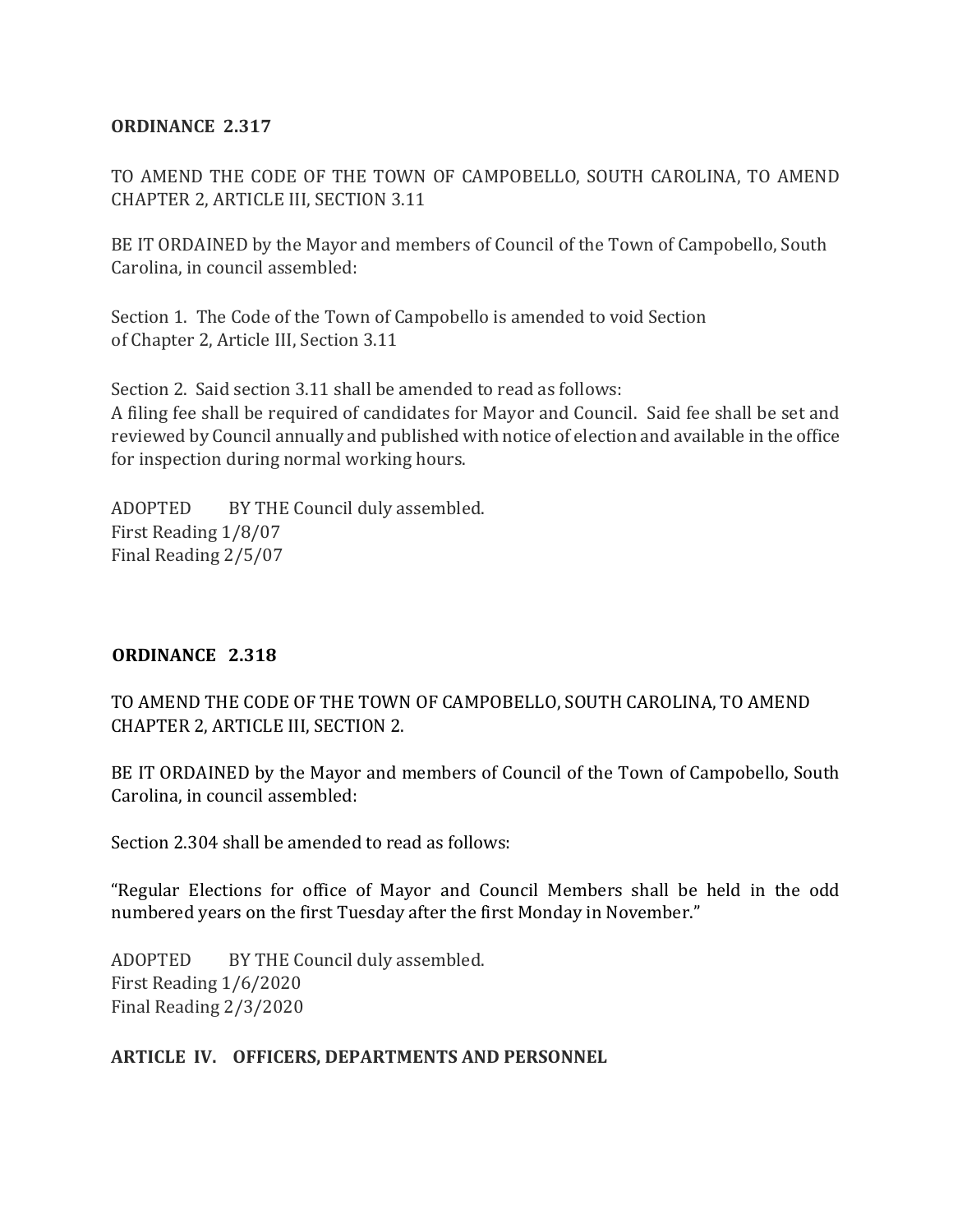**ORDINANCE 2.317**

TO AMEND THE CODE OF THE TOWN OF CAMPOBELLO, SOUTH CAROLINA, TO AMEND CHAPTER 2, ARTICLE III, SECTION 3.11

BE IT ORDAINED by the Mayor and members of Council of the Town of Campobello, South Carolina, in council assembled:

Section 1. The Code of the Town of Campobello is amended to void Section of Chapter 2, Article III, Section 3.11

Section 2. Said section 3.11 shall be amended to read as follows:
A filing fee shall be required of candidates for Mayor and Council. Said fee shall be set and reviewed by Council annually and published with notice of election and available in the office for inspection during normal working hours.

ADOPTED BY THE Council duly assembled.
First Reading 1/8/07
Final Reading 2/5/07

**ORDINANCE 2.318**

TO AMEND THE CODE OF THE TOWN OF CAMPOBELLO, SOUTH CAROLINA, TO AMEND CHAPTER 2, ARTICLE III, SECTION 2.

BE IT ORDAINED by the Mayor and members of Council of the Town of Campobello, South Carolina, in council assembled:

Section 2.304 shall be amended to read as follows:

"Regular Elections for office of Mayor and Council Members shall be held in the odd numbered years on the first Tuesday after the first Monday in November."

ADOPTED BY THE Council duly assembled.
First Reading 1/6/2020
Final Reading 2/3/2020

**ARTICLE IV. OFFICERS, DEPARTMENTS AND PERSONNEL**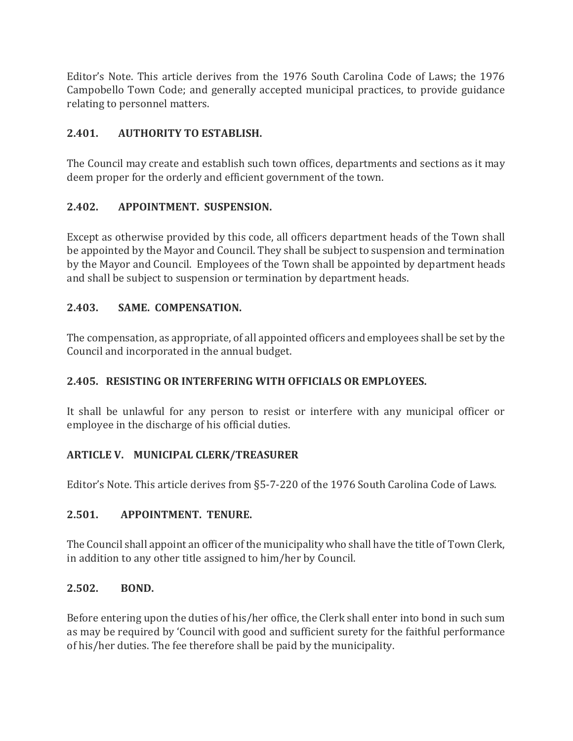Editor's Note. This article derives from the 1976 South Carolina Code of Laws; the 1976 Campobello Town Code; and generally accepted municipal practices, to provide guidance relating to personnel matters.

### 2.401. AUTHORITY TO ESTABLISH.

The Council may create and establish such town offices, departments and sections as it may deem proper for the orderly and efficient government of the town.

### 2.402. APPOINTMENT. SUSPENSION.

Except as otherwise provided by this code, all officers department heads of the Town shall be appointed by the Mayor and Council. They shall be subject to suspension and termination by the Mayor and Council. Employees of the Town shall be appointed by department heads and shall be subject to suspension or termination by department heads.

### 2.403. SAME. COMPENSATION.

The compensation, as appropriate, of all appointed officers and employees shall be set by the Council and incorporated in the annual budget.

### 2.405. RESISTING OR INTERFERING WITH OFFICIALS OR EMPLOYEES.

It shall be unlawful for any person to resist or interfere with any municipal officer or employee in the discharge of his official duties.

## ARTICLE V. MUNICIPAL CLERK/TREASURER

Editor's Note. This article derives from §5-7-220 of the 1976 South Carolina Code of Laws.

### 2.501. APPOINTMENT. TENURE.

The Council shall appoint an officer of the municipality who shall have the title of Town Clerk, in addition to any other title assigned to him/her by Council.

### 2.502. BOND.

Before entering upon the duties of his/her office, the Clerk shall enter into bond in such sum as may be required by 'Council with good and sufficient surety for the faithful performance of his/her duties. The fee therefore shall be paid by the municipality.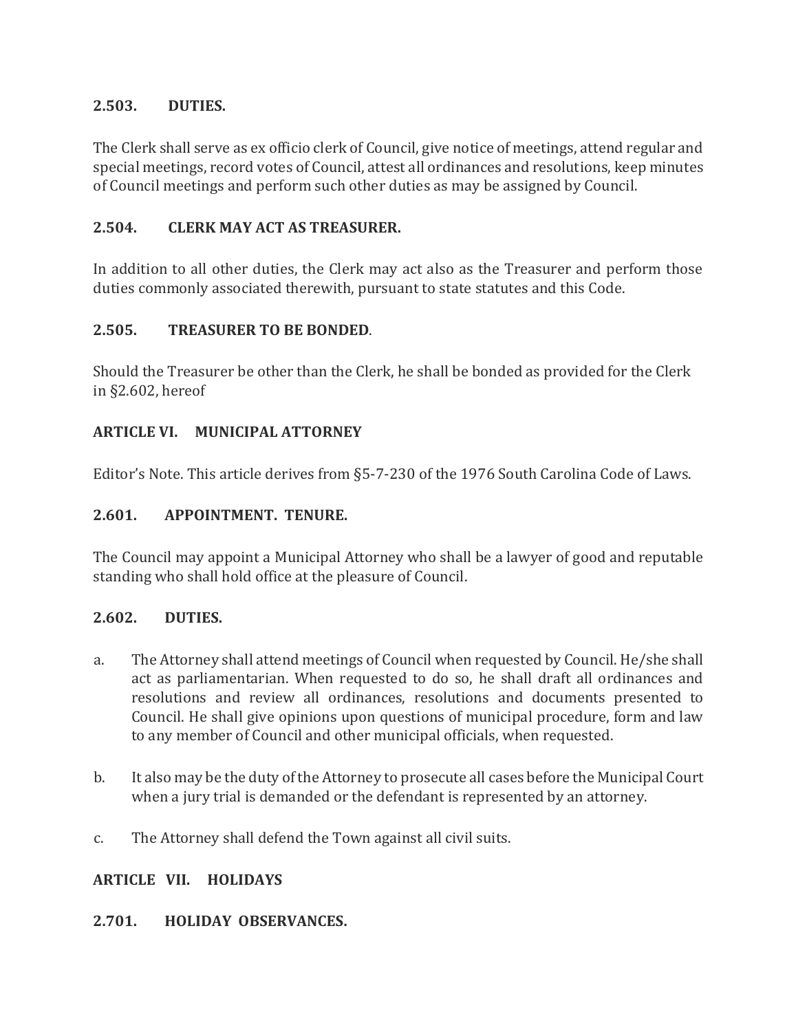**2.503. DUTIES.**

The Clerk shall serve as ex officio clerk of Council, give notice of meetings, attend regular and special meetings, record votes of Council, attest all ordinances and resolutions, keep minutes of Council meetings and perform such other duties as may be assigned by Council.

**2.504. CLERK MAY ACT AS TREASURER.**

In addition to all other duties, the Clerk may act also as the Treasurer and perform those duties commonly associated therewith, pursuant to state statutes and this Code.

**2.505. TREASURER TO BE BONDED**.

Should the Treasurer be other than the Clerk, he shall be bonded as provided for the Clerk in §2.602, hereof

## ARTICLE VI. MUNICIPAL ATTORNEY

Editor's Note. This article derives from §5-7-230 of the 1976 South Carolina Code of Laws.

**2.601. APPOINTMENT. TENURE.**

The Council may appoint a Municipal Attorney who shall be a lawyer of good and reputable standing who shall hold office at the pleasure of Council.

**2.602. DUTIES.**

a. The Attorney shall attend meetings of Council when requested by Council. He/she shall act as parliamentarian. When requested to do so, he shall draft all ordinances and resolutions and review all ordinances, resolutions and documents presented to Council. He shall give opinions upon questions of municipal procedure, form and law to any member of Council and other municipal officials, when requested.

b. It also may be the duty of the Attorney to prosecute all cases before the Municipal Court when a jury trial is demanded or the defendant is represented by an attorney.

c. The Attorney shall defend the Town against all civil suits.

## ARTICLE VII. HOLIDAYS

**2.701. HOLIDAY OBSERVANCES.**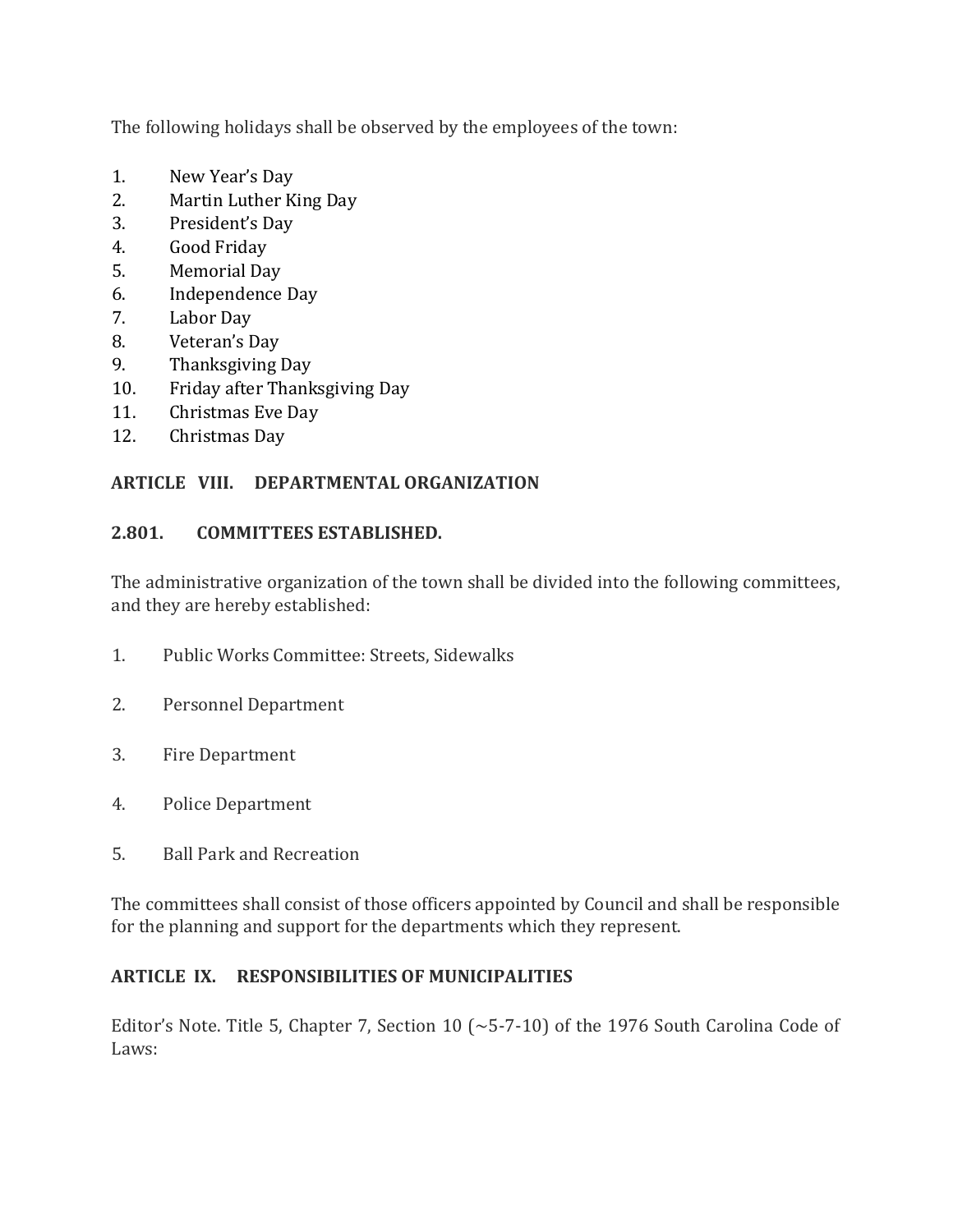The following holidays shall be observed by the employees of the town:

1. New Year's Day
2. Martin Luther King Day
3. President's Day
4. Good Friday
5. Memorial Day
6. Independence Day
7. Labor Day
8. Veteran's Day
9. Thanksgiving Day
10. Friday after Thanksgiving Day
11. Christmas Eve Day
12. Christmas Day

## ARTICLE VIII. DEPARTMENTAL ORGANIZATION

### 2.801. COMMITTEES ESTABLISHED.

The administrative organization of the town shall be divided into the following committees, and they are hereby established:

1. Public Works Committee: Streets, Sidewalks

2. Personnel Department

3. Fire Department

4. Police Department

5. Ball Park and Recreation

The committees shall consist of those officers appointed by Council and shall be responsible for the planning and support for the departments which they represent.

## ARTICLE IX. RESPONSIBILITIES OF MUNICIPALITIES

Editor's Note. Title 5, Chapter 7, Section 10 (~5-7-10) of the 1976 South Carolina Code of Laws: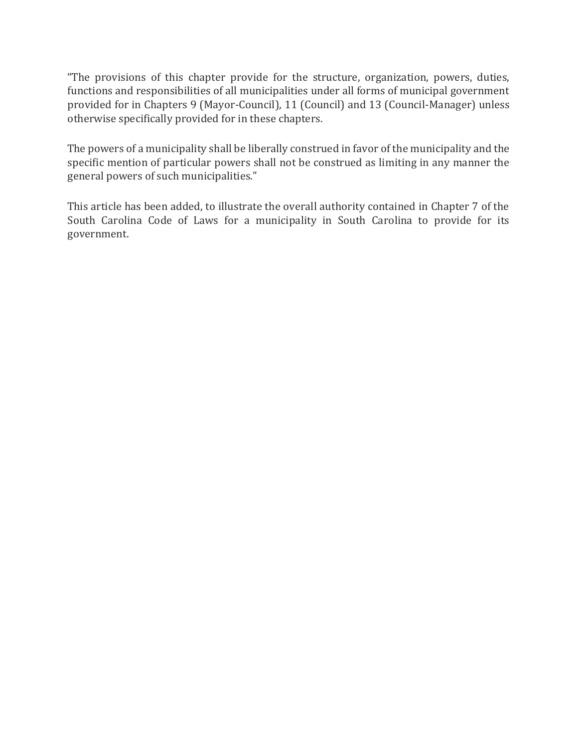"The provisions of this chapter provide for the structure, organization, powers, duties, functions and responsibilities of all municipalities under all forms of municipal government provided for in Chapters 9 (Mayor-Council), 11 (Council) and 13 (Council-Manager) unless otherwise specifically provided for in these chapters.

The powers of a municipality shall be liberally construed in favor of the municipality and the specific mention of particular powers shall not be construed as limiting in any manner the general powers of such municipalities."

This article has been added, to illustrate the overall authority contained in Chapter 7 of the South Carolina Code of Laws for a municipality in South Carolina to provide for its government.